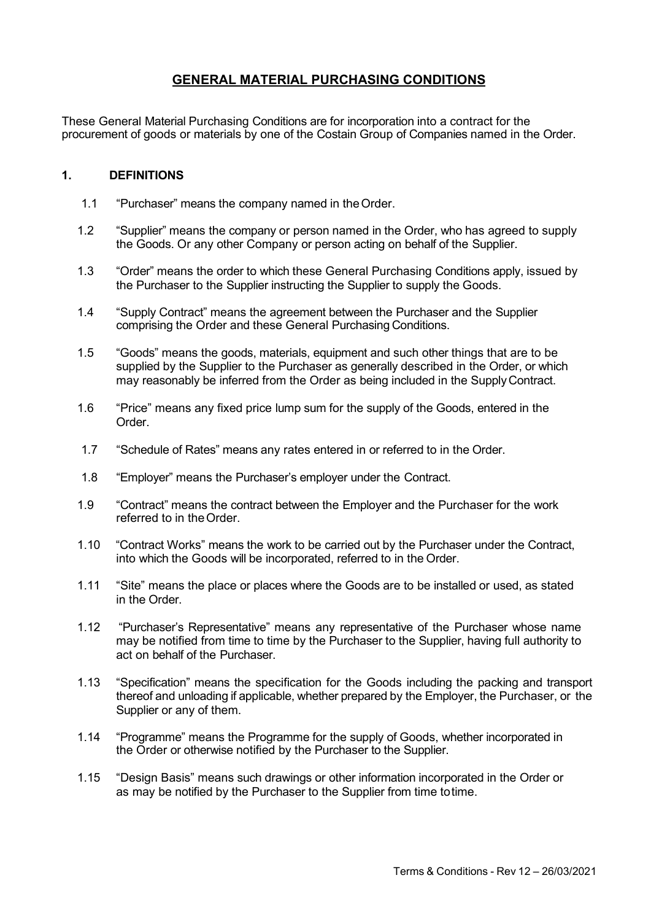# GENERAL MATERIAL PURCHASING CONDITIONS

These General Material Purchasing Conditions are for incorporation into a contract for the procurement of goods or materials by one of the Costain Group of Companies named in the Order.

## 1. DEFINITIONS

1.1 "Purchaser" means the company named in the Order.

1.2 "Supplier" means the company or person named in the Order, who has agreed to supply the Goods. Or any other Company or person acting on behalf of the Supplier.

1.3 "Order" means the order to which these General Purchasing Conditions apply, issued by the Purchaser to the Supplier instructing the Supplier to supply the Goods.

1.4 "Supply Contract" means the agreement between the Purchaser and the Supplier comprising the Order and these General Purchasing Conditions.

1.5 "Goods" means the goods, materials, equipment and such other things that are to be supplied by the Supplier to the Purchaser as generally described in the Order, or which may reasonably be inferred from the Order as being included in the Supply Contract.

1.6 "Price" means any fixed price lump sum for the supply of the Goods, entered in the Order.

1.7 "Schedule of Rates" means any rates entered in or referred to in the Order.

1.8 "Employer" means the Purchaser's employer under the Contract.

1.9 "Contract" means the contract between the Employer and the Purchaser for the work referred to in the Order.

1.10 "Contract Works" means the work to be carried out by the Purchaser under the Contract, into which the Goods will be incorporated, referred to in the Order.

1.11 "Site" means the place or places where the Goods are to be installed or used, as stated in the Order.

1.12 "Purchaser's Representative" means any representative of the Purchaser whose name may be notified from time to time by the Purchaser to the Supplier, having full authority to act on behalf of the Purchaser.

1.13 "Specification" means the specification for the Goods including the packing and transport thereof and unloading if applicable, whether prepared by the Employer, the Purchaser, or the Supplier or any of them.

1.14 "Programme" means the Programme for the supply of Goods, whether incorporated in the Order or otherwise notified by the Purchaser to the Supplier.

1.15 "Design Basis" means such drawings or other information incorporated in the Order or as may be notified by the Purchaser to the Supplier from time to time.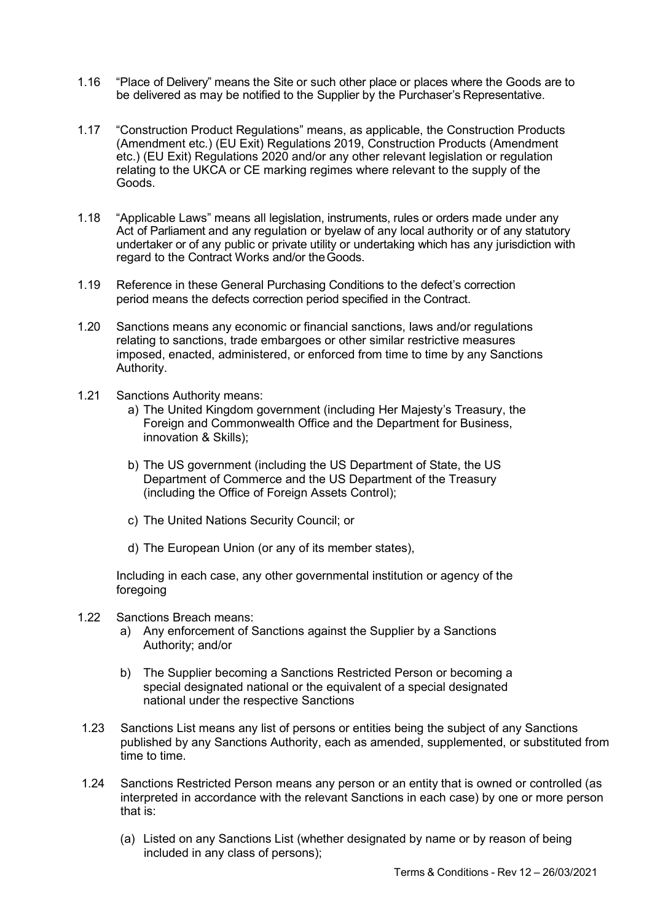1.16 "Place of Delivery" means the Site or such other place or places where the Goods are to be delivered as may be notified to the Supplier by the Purchaser's Representative.

1.17 "Construction Product Regulations" means, as applicable, the Construction Products (Amendment etc.) (EU Exit) Regulations 2019, Construction Products (Amendment etc.) (EU Exit) Regulations 2020 and/or any other relevant legislation or regulation relating to the UKCA or CE marking regimes where relevant to the supply of the Goods.

1.18 "Applicable Laws" means all legislation, instruments, rules or orders made under any Act of Parliament and any regulation or byelaw of any local authority or of any statutory undertaker or of any public or private utility or undertaking which has any jurisdiction with regard to the Contract Works and/or the Goods.

1.19 Reference in these General Purchasing Conditions to the defect's correction period means the defects correction period specified in the Contract.

1.20 Sanctions means any economic or financial sanctions, laws and/or regulations relating to sanctions, trade embargoes or other similar restrictive measures imposed, enacted, administered, or enforced from time to time by any Sanctions Authority.

1.21 Sanctions Authority means:

a) The United Kingdom government (including Her Majesty's Treasury, the Foreign and Commonwealth Office and the Department for Business, innovation & Skills);

b) The US government (including the US Department of State, the US Department of Commerce and the US Department of the Treasury (including the Office of Foreign Assets Control);

c) The United Nations Security Council; or

d) The European Union (or any of its member states),

Including in each case, any other governmental institution or agency of the foregoing

1.22 Sanctions Breach means:

a) Any enforcement of Sanctions against the Supplier by a Sanctions Authority; and/or

b) The Supplier becoming a Sanctions Restricted Person or becoming a special designated national or the equivalent of a special designated national under the respective Sanctions

1.23 Sanctions List means any list of persons or entities being the subject of any Sanctions published by any Sanctions Authority, each as amended, supplemented, or substituted from time to time.

1.24 Sanctions Restricted Person means any person or an entity that is owned or controlled (as interpreted in accordance with the relevant Sanctions in each case) by one or more person that is:

(a) Listed on any Sanctions List (whether designated by name or by reason of being included in any class of persons);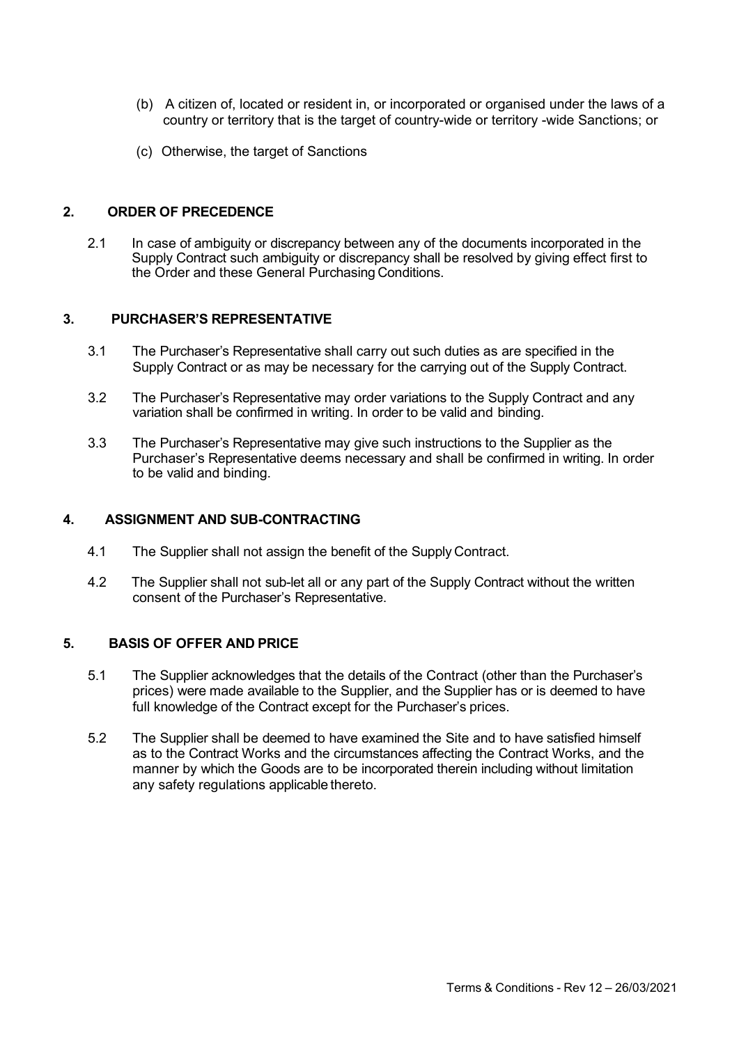(b) A citizen of, located or resident in, or incorporated or organised under the laws of a country or territory that is the target of country-wide or territory -wide Sanctions; or

(c) Otherwise, the target of Sanctions

## 2. ORDER OF PRECEDENCE

2.1 In case of ambiguity or discrepancy between any of the documents incorporated in the Supply Contract such ambiguity or discrepancy shall be resolved by giving effect first to the Order and these General Purchasing Conditions.

## 3. PURCHASER'S REPRESENTATIVE

3.1 The Purchaser's Representative shall carry out such duties as are specified in the Supply Contract or as may be necessary for the carrying out of the Supply Contract.

3.2 The Purchaser's Representative may order variations to the Supply Contract and any variation shall be confirmed in writing. In order to be valid and binding.

3.3 The Purchaser's Representative may give such instructions to the Supplier as the Purchaser's Representative deems necessary and shall be confirmed in writing. In order to be valid and binding.

## 4. ASSIGNMENT AND SUB-CONTRACTING

4.1 The Supplier shall not assign the benefit of the Supply Contract.

4.2 The Supplier shall not sub-let all or any part of the Supply Contract without the written consent of the Purchaser's Representative.

## 5. BASIS OF OFFER AND PRICE

5.1 The Supplier acknowledges that the details of the Contract (other than the Purchaser's prices) were made available to the Supplier, and the Supplier has or is deemed to have full knowledge of the Contract except for the Purchaser's prices.

5.2 The Supplier shall be deemed to have examined the Site and to have satisfied himself as to the Contract Works and the circumstances affecting the Contract Works, and the manner by which the Goods are to be incorporated therein including without limitation any safety regulations applicable thereto.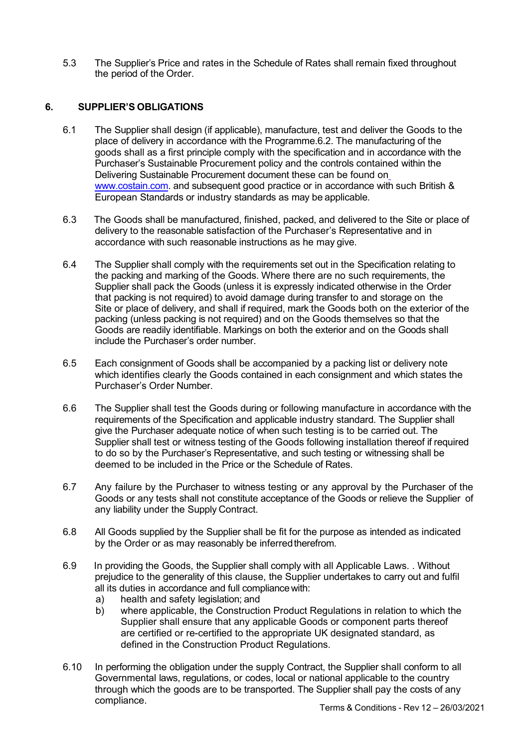5.3 The Supplier's Price and rates in the Schedule of Rates shall remain fixed throughout the period of the Order.

## 6. SUPPLIER'S OBLIGATIONS

6.1 The Supplier shall design (if applicable), manufacture, test and deliver the Goods to the place of delivery in accordance with the Programme.6.2. The manufacturing of the goods shall as a first principle comply with the specification and in accordance with the Purchaser's Sustainable Procurement policy and the controls contained within the Delivering Sustainable Procurement document these can be found on www.costain.com. and subsequent good practice or in accordance with such British & European Standards or industry standards as may be applicable.

6.3 The Goods shall be manufactured, finished, packed, and delivered to the Site or place of delivery to the reasonable satisfaction of the Purchaser's Representative and in accordance with such reasonable instructions as he may give.

6.4 The Supplier shall comply with the requirements set out in the Specification relating to the packing and marking of the Goods. Where there are no such requirements, the Supplier shall pack the Goods (unless it is expressly indicated otherwise in the Order that packing is not required) to avoid damage during transfer to and storage on the Site or place of delivery, and shall if required, mark the Goods both on the exterior of the packing (unless packing is not required) and on the Goods themselves so that the Goods are readily identifiable. Markings on both the exterior and on the Goods shall include the Purchaser's order number.

6.5 Each consignment of Goods shall be accompanied by a packing list or delivery note which identifies clearly the Goods contained in each consignment and which states the Purchaser's Order Number.

6.6 The Supplier shall test the Goods during or following manufacture in accordance with the requirements of the Specification and applicable industry standard. The Supplier shall give the Purchaser adequate notice of when such testing is to be carried out. The Supplier shall test or witness testing of the Goods following installation thereof if required to do so by the Purchaser's Representative, and such testing or witnessing shall be deemed to be included in the Price or the Schedule of Rates.

6.7 Any failure by the Purchaser to witness testing or any approval by the Purchaser of the Goods or any tests shall not constitute acceptance of the Goods or relieve the Supplier of any liability under the Supply Contract.

6.8 All Goods supplied by the Supplier shall be fit for the purpose as intended as indicated by the Order or as may reasonably be inferred therefrom.

6.9 In providing the Goods, the Supplier shall comply with all Applicable Laws. . Without prejudice to the generality of this clause, the Supplier undertakes to carry out and fulfil all its duties in accordance and full compliance with:

a) health and safety legislation; and
b) where applicable, the Construction Product Regulations in relation to which the Supplier shall ensure that any applicable Goods or component parts thereof are certified or re-certified to the appropriate UK designated standard, as defined in the Construction Product Regulations.

6.10 In performing the obligation under the supply Contract, the Supplier shall conform to all Governmental laws, regulations, or codes, local or national applicable to the country through which the goods are to be transported. The Supplier shall pay the costs of any compliance.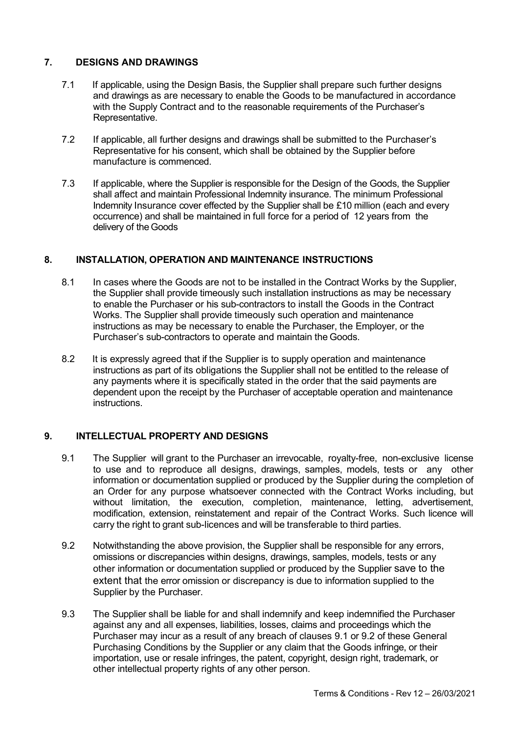## 7. DESIGNS AND DRAWINGS

7.1 If applicable, using the Design Basis, the Supplier shall prepare such further designs and drawings as are necessary to enable the Goods to be manufactured in accordance with the Supply Contract and to the reasonable requirements of the Purchaser's Representative.

7.2 If applicable, all further designs and drawings shall be submitted to the Purchaser's Representative for his consent, which shall be obtained by the Supplier before manufacture is commenced.

7.3 If applicable, where the Supplier is responsible for the Design of the Goods, the Supplier shall affect and maintain Professional Indemnity insurance. The minimum Professional Indemnity Insurance cover effected by the Supplier shall be £10 million (each and every occurrence) and shall be maintained in full force for a period of 12 years from the delivery of the Goods

## 8. INSTALLATION, OPERATION AND MAINTENANCE INSTRUCTIONS

8.1 In cases where the Goods are not to be installed in the Contract Works by the Supplier, the Supplier shall provide timeously such installation instructions as may be necessary to enable the Purchaser or his sub-contractors to install the Goods in the Contract Works. The Supplier shall provide timeously such operation and maintenance instructions as may be necessary to enable the Purchaser, the Employer, or the Purchaser's sub-contractors to operate and maintain the Goods.

8.2 It is expressly agreed that if the Supplier is to supply operation and maintenance instructions as part of its obligations the Supplier shall not be entitled to the release of any payments where it is specifically stated in the order that the said payments are dependent upon the receipt by the Purchaser of acceptable operation and maintenance instructions.

## 9. INTELLECTUAL PROPERTY AND DESIGNS

9.1 The Supplier will grant to the Purchaser an irrevocable, royalty-free, non-exclusive license to use and to reproduce all designs, drawings, samples, models, tests or any other information or documentation supplied or produced by the Supplier during the completion of an Order for any purpose whatsoever connected with the Contract Works including, but without limitation, the execution, completion, maintenance, letting, advertisement, modification, extension, reinstatement and repair of the Contract Works. Such licence will carry the right to grant sub-licences and will be transferable to third parties.

9.2 Notwithstanding the above provision, the Supplier shall be responsible for any errors, omissions or discrepancies within designs, drawings, samples, models, tests or any other information or documentation supplied or produced by the Supplier save to the extent that the error omission or discrepancy is due to information supplied to the Supplier by the Purchaser.

9.3 The Supplier shall be liable for and shall indemnify and keep indemnified the Purchaser against any and all expenses, liabilities, losses, claims and proceedings which the Purchaser may incur as a result of any breach of clauses 9.1 or 9.2 of these General Purchasing Conditions by the Supplier or any claim that the Goods infringe, or their importation, use or resale infringes, the patent, copyright, design right, trademark, or other intellectual property rights of any other person.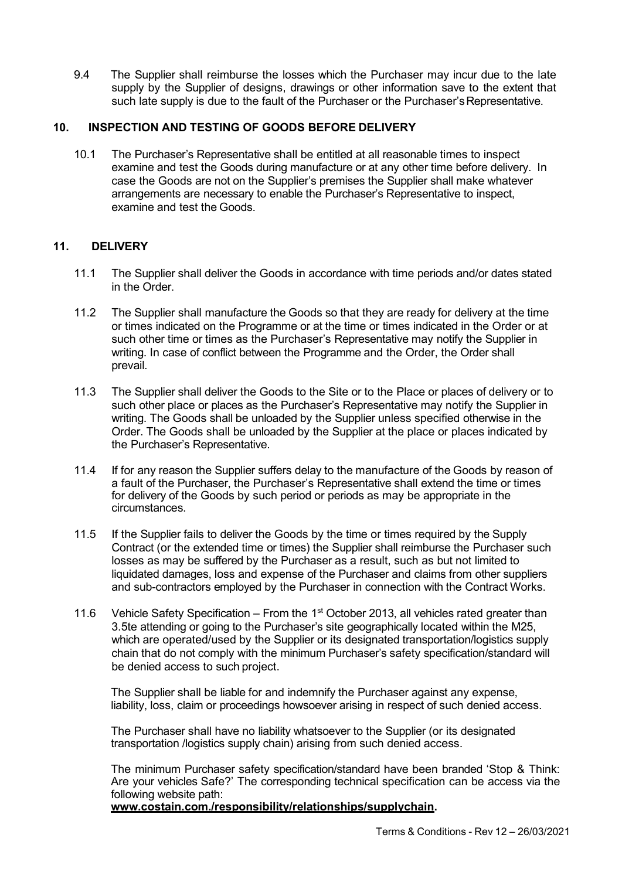9.4 The Supplier shall reimburse the losses which the Purchaser may incur due to the late supply by the Supplier of designs, drawings or other information save to the extent that such late supply is due to the fault of the Purchaser or the Purchaser's Representative.

## 10. INSPECTION AND TESTING OF GOODS BEFORE DELIVERY

10.1 The Purchaser's Representative shall be entitled at all reasonable times to inspect examine and test the Goods during manufacture or at any other time before delivery. In case the Goods are not on the Supplier's premises the Supplier shall make whatever arrangements are necessary to enable the Purchaser's Representative to inspect, examine and test the Goods.

## 11. DELIVERY

11.1 The Supplier shall deliver the Goods in accordance with time periods and/or dates stated in the Order.

11.2 The Supplier shall manufacture the Goods so that they are ready for delivery at the time or times indicated on the Programme or at the time or times indicated in the Order or at such other time or times as the Purchaser's Representative may notify the Supplier in writing. In case of conflict between the Programme and the Order, the Order shall prevail.

11.3 The Supplier shall deliver the Goods to the Site or to the Place or places of delivery or to such other place or places as the Purchaser's Representative may notify the Supplier in writing. The Goods shall be unloaded by the Supplier unless specified otherwise in the Order. The Goods shall be unloaded by the Supplier at the place or places indicated by the Purchaser's Representative.

11.4 If for any reason the Supplier suffers delay to the manufacture of the Goods by reason of a fault of the Purchaser, the Purchaser's Representative shall extend the time or times for delivery of the Goods by such period or periods as may be appropriate in the circumstances.

11.5 If the Supplier fails to deliver the Goods by the time or times required by the Supply Contract (or the extended time or times) the Supplier shall reimburse the Purchaser such losses as may be suffered by the Purchaser as a result, such as but not limited to liquidated damages, loss and expense of the Purchaser and claims from other suppliers and sub-contractors employed by the Purchaser in connection with the Contract Works.

11.6 Vehicle Safety Specification – From the 1st October 2013, all vehicles rated greater than 3.5te attending or going to the Purchaser's site geographically located within the M25, which are operated/used by the Supplier or its designated transportation/logistics supply chain that do not comply with the minimum Purchaser's safety specification/standard will be denied access to such project.

The Supplier shall be liable for and indemnify the Purchaser against any expense, liability, loss, claim or proceedings howsoever arising in respect of such denied access.

The Purchaser shall have no liability whatsoever to the Supplier (or its designated transportation /logistics supply chain) arising from such denied access.

The minimum Purchaser safety specification/standard have been branded 'Stop & Think: Are your vehicles Safe?' The corresponding technical specification can be access via the following website path:
**www.costain.com./responsibility/relationships/supplychain.**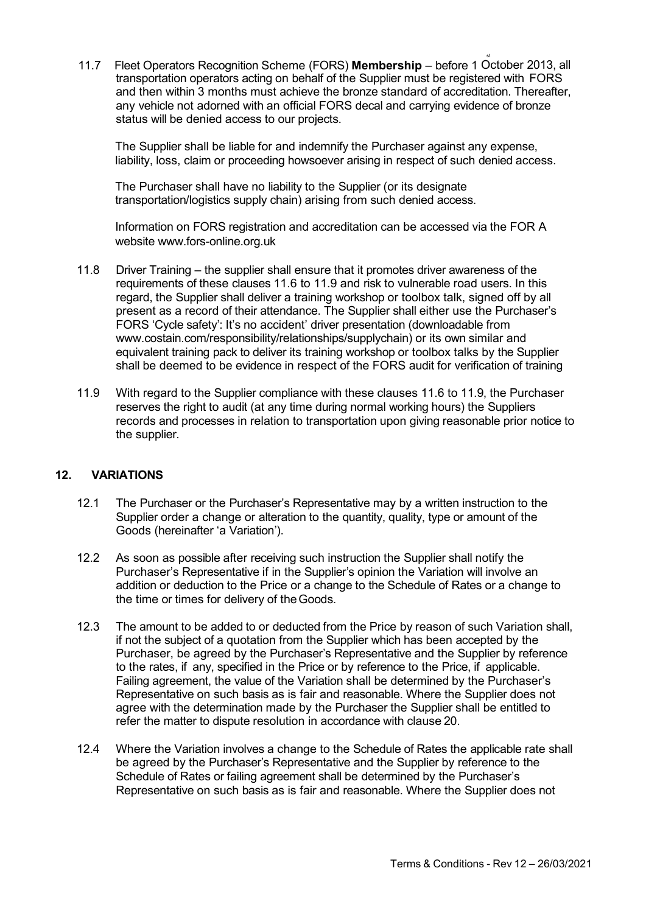11.7 Fleet Operators Recognition Scheme (FORS) **Membership** – before 1st October 2013, all transportation operators acting on behalf of the Supplier must be registered with FORS and then within 3 months must achieve the bronze standard of accreditation. Thereafter, any vehicle not adorned with an official FORS decal and carrying evidence of bronze status will be denied access to our projects.

The Supplier shall be liable for and indemnify the Purchaser against any expense, liability, loss, claim or proceeding howsoever arising in respect of such denied access.

The Purchaser shall have no liability to the Supplier (or its designate transportation/logistics supply chain) arising from such denied access.

Information on FORS registration and accreditation can be accessed via the FOR A website www.fors-online.org.uk

11.8 Driver Training – the supplier shall ensure that it promotes driver awareness of the requirements of these clauses 11.6 to 11.9 and risk to vulnerable road users. In this regard, the Supplier shall deliver a training workshop or toolbox talk, signed off by all present as a record of their attendance. The Supplier shall either use the Purchaser's FORS 'Cycle safety': It's no accident' driver presentation (downloadable from www.costain.com/responsibility/relationships/supplychain) or its own similar and equivalent training pack to deliver its training workshop or toolbox talks by the Supplier shall be deemed to be evidence in respect of the FORS audit for verification of training

11.9 With regard to the Supplier compliance with these clauses 11.6 to 11.9, the Purchaser reserves the right to audit (at any time during normal working hours) the Suppliers records and processes in relation to transportation upon giving reasonable prior notice to the supplier.

## 12. VARIATIONS

12.1 The Purchaser or the Purchaser's Representative may by a written instruction to the Supplier order a change or alteration to the quantity, quality, type or amount of the Goods (hereinafter 'a Variation').

12.2 As soon as possible after receiving such instruction the Supplier shall notify the Purchaser's Representative if in the Supplier's opinion the Variation will involve an addition or deduction to the Price or a change to the Schedule of Rates or a change to the time or times for delivery of the Goods.

12.3 The amount to be added to or deducted from the Price by reason of such Variation shall, if not the subject of a quotation from the Supplier which has been accepted by the Purchaser, be agreed by the Purchaser's Representative and the Supplier by reference to the rates, if any, specified in the Price or by reference to the Price, if applicable. Failing agreement, the value of the Variation shall be determined by the Purchaser's Representative on such basis as is fair and reasonable. Where the Supplier does not agree with the determination made by the Purchaser the Supplier shall be entitled to refer the matter to dispute resolution in accordance with clause 20.

12.4 Where the Variation involves a change to the Schedule of Rates the applicable rate shall be agreed by the Purchaser's Representative and the Supplier by reference to the Schedule of Rates or failing agreement shall be determined by the Purchaser's Representative on such basis as is fair and reasonable. Where the Supplier does not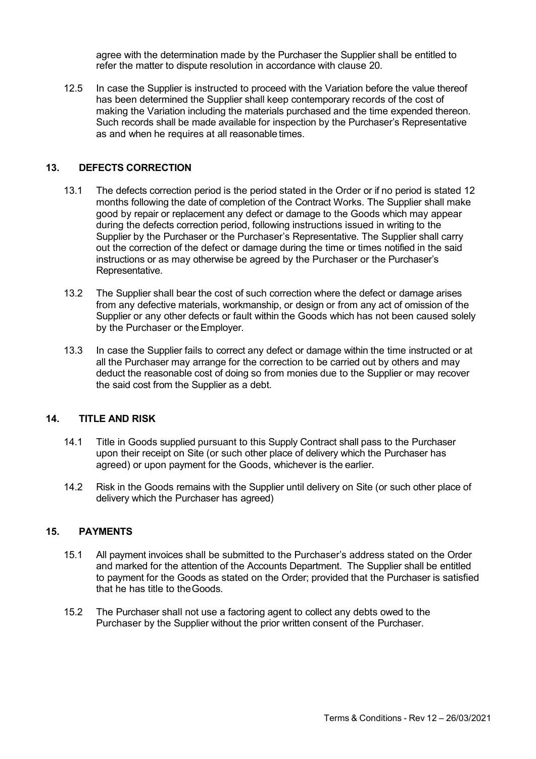agree with the determination made by the Purchaser the Supplier shall be entitled to refer the matter to dispute resolution in accordance with clause 20.

12.5 In case the Supplier is instructed to proceed with the Variation before the value thereof has been determined the Supplier shall keep contemporary records of the cost of making the Variation including the materials purchased and the time expended thereon. Such records shall be made available for inspection by the Purchaser's Representative as and when he requires at all reasonable times.

## 13. DEFECTS CORRECTION

13.1 The defects correction period is the period stated in the Order or if no period is stated 12 months following the date of completion of the Contract Works. The Supplier shall make good by repair or replacement any defect or damage to the Goods which may appear during the defects correction period, following instructions issued in writing to the Supplier by the Purchaser or the Purchaser's Representative. The Supplier shall carry out the correction of the defect or damage during the time or times notified in the said instructions or as may otherwise be agreed by the Purchaser or the Purchaser's Representative.

13.2 The Supplier shall bear the cost of such correction where the defect or damage arises from any defective materials, workmanship, or design or from any act of omission of the Supplier or any other defects or fault within the Goods which has not been caused solely by the Purchaser or the Employer.

13.3 In case the Supplier fails to correct any defect or damage within the time instructed or at all the Purchaser may arrange for the correction to be carried out by others and may deduct the reasonable cost of doing so from monies due to the Supplier or may recover the said cost from the Supplier as a debt.

## 14. TITLE AND RISK

14.1 Title in Goods supplied pursuant to this Supply Contract shall pass to the Purchaser upon their receipt on Site (or such other place of delivery which the Purchaser has agreed) or upon payment for the Goods, whichever is the earlier.

14.2 Risk in the Goods remains with the Supplier until delivery on Site (or such other place of delivery which the Purchaser has agreed)

## 15. PAYMENTS

15.1 All payment invoices shall be submitted to the Purchaser's address stated on the Order and marked for the attention of the Accounts Department. The Supplier shall be entitled to payment for the Goods as stated on the Order; provided that the Purchaser is satisfied that he has title to the Goods.

15.2 The Purchaser shall not use a factoring agent to collect any debts owed to the Purchaser by the Supplier without the prior written consent of the Purchaser.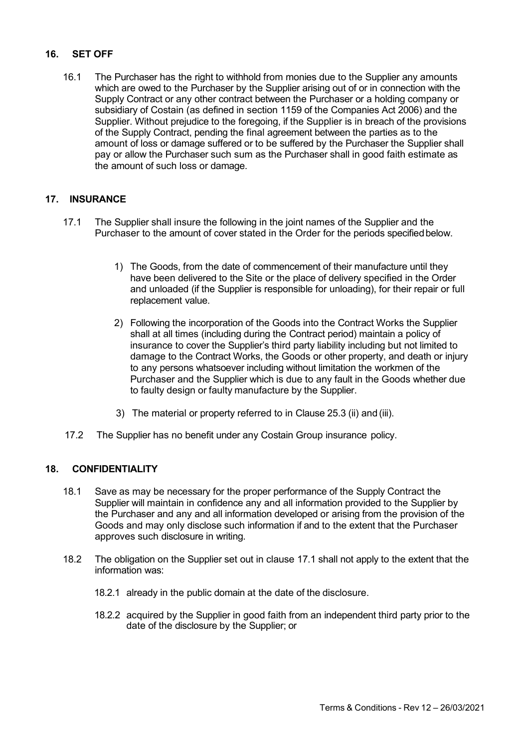## 16. SET OFF

16.1 The Purchaser has the right to withhold from monies due to the Supplier any amounts which are owed to the Purchaser by the Supplier arising out of or in connection with the Supply Contract or any other contract between the Purchaser or a holding company or subsidiary of Costain (as defined in section 1159 of the Companies Act 2006) and the Supplier. Without prejudice to the foregoing, if the Supplier is in breach of the provisions of the Supply Contract, pending the final agreement between the parties as to the amount of loss or damage suffered or to be suffered by the Purchaser the Supplier shall pay or allow the Purchaser such sum as the Purchaser shall in good faith estimate as the amount of such loss or damage.

## 17. INSURANCE

17.1 The Supplier shall insure the following in the joint names of the Supplier and the Purchaser to the amount of cover stated in the Order for the periods specified below.

1) The Goods, from the date of commencement of their manufacture until they have been delivered to the Site or the place of delivery specified in the Order and unloaded (if the Supplier is responsible for unloading), for their repair or full replacement value.

2) Following the incorporation of the Goods into the Contract Works the Supplier shall at all times (including during the Contract period) maintain a policy of insurance to cover the Supplier's third party liability including but not limited to damage to the Contract Works, the Goods or other property, and death or injury to any persons whatsoever including without limitation the workmen of the Purchaser and the Supplier which is due to any fault in the Goods whether due to faulty design or faulty manufacture by the Supplier.

3) The material or property referred to in Clause 25.3 (ii) and (iii).

17.2 The Supplier has no benefit under any Costain Group insurance policy.

## 18. CONFIDENTIALITY

18.1 Save as may be necessary for the proper performance of the Supply Contract the Supplier will maintain in confidence any and all information provided to the Supplier by the Purchaser and any and all information developed or arising from the provision of the Goods and may only disclose such information if and to the extent that the Purchaser approves such disclosure in writing.

18.2 The obligation on the Supplier set out in clause 17.1 shall not apply to the extent that the information was:

18.2.1 already in the public domain at the date of the disclosure.

18.2.2 acquired by the Supplier in good faith from an independent third party prior to the date of the disclosure by the Supplier; or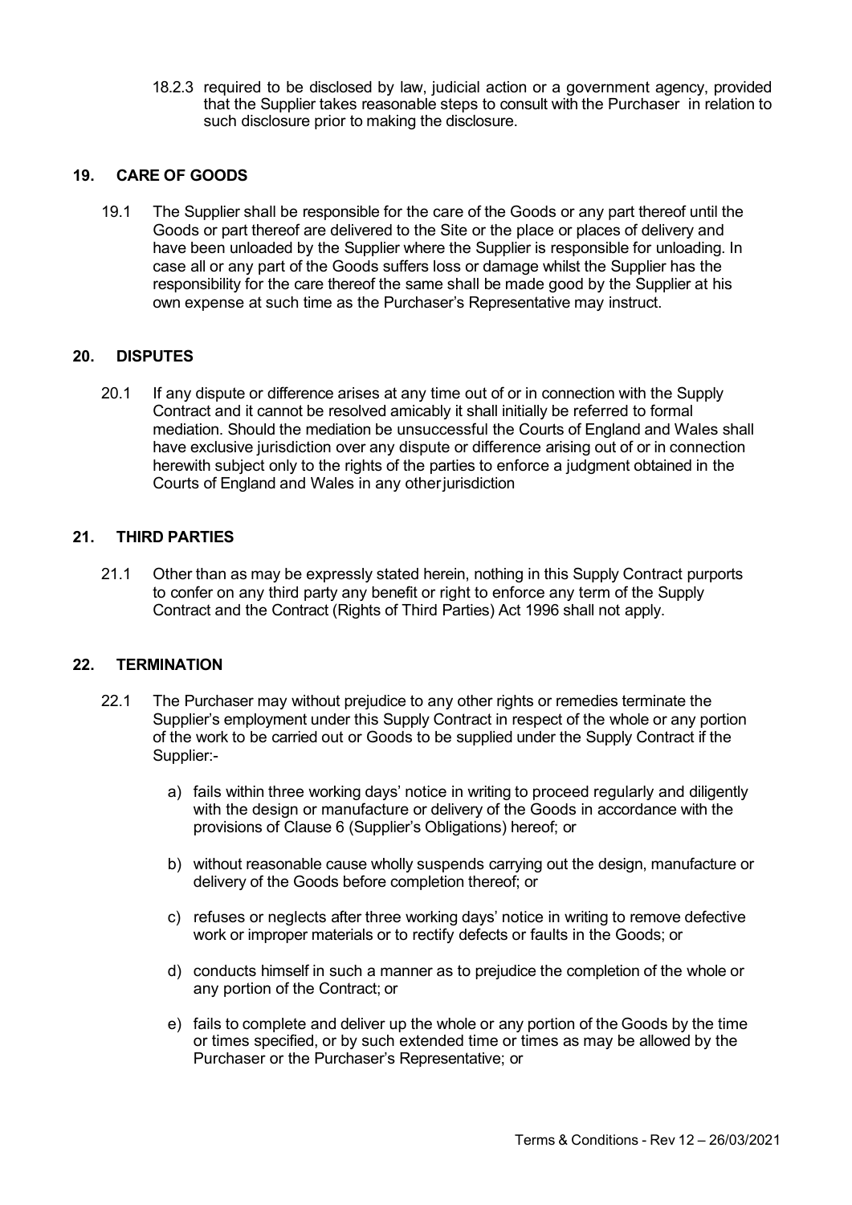18.2.3 required to be disclosed by law, judicial action or a government agency, provided that the Supplier takes reasonable steps to consult with the Purchaser in relation to such disclosure prior to making the disclosure.

## 19. CARE OF GOODS

19.1 The Supplier shall be responsible for the care of the Goods or any part thereof until the Goods or part thereof are delivered to the Site or the place or places of delivery and have been unloaded by the Supplier where the Supplier is responsible for unloading. In case all or any part of the Goods suffers loss or damage whilst the Supplier has the responsibility for the care thereof the same shall be made good by the Supplier at his own expense at such time as the Purchaser's Representative may instruct.

## 20. DISPUTES

20.1 If any dispute or difference arises at any time out of or in connection with the Supply Contract and it cannot be resolved amicably it shall initially be referred to formal mediation. Should the mediation be unsuccessful the Courts of England and Wales shall have exclusive jurisdiction over any dispute or difference arising out of or in connection herewith subject only to the rights of the parties to enforce a judgment obtained in the Courts of England and Wales in any other jurisdiction

## 21. THIRD PARTIES

21.1 Other than as may be expressly stated herein, nothing in this Supply Contract purports to confer on any third party any benefit or right to enforce any term of the Supply Contract and the Contract (Rights of Third Parties) Act 1996 shall not apply.

## 22. TERMINATION

22.1 The Purchaser may without prejudice to any other rights or remedies terminate the Supplier's employment under this Supply Contract in respect of the whole or any portion of the work to be carried out or Goods to be supplied under the Supply Contract if the Supplier:-

a) fails within three working days' notice in writing to proceed regularly and diligently with the design or manufacture or delivery of the Goods in accordance with the provisions of Clause 6 (Supplier's Obligations) hereof; or

b) without reasonable cause wholly suspends carrying out the design, manufacture or delivery of the Goods before completion thereof; or

c) refuses or neglects after three working days' notice in writing to remove defective work or improper materials or to rectify defects or faults in the Goods; or

d) conducts himself in such a manner as to prejudice the completion of the whole or any portion of the Contract; or

e) fails to complete and deliver up the whole or any portion of the Goods by the time or times specified, or by such extended time or times as may be allowed by the Purchaser or the Purchaser's Representative; or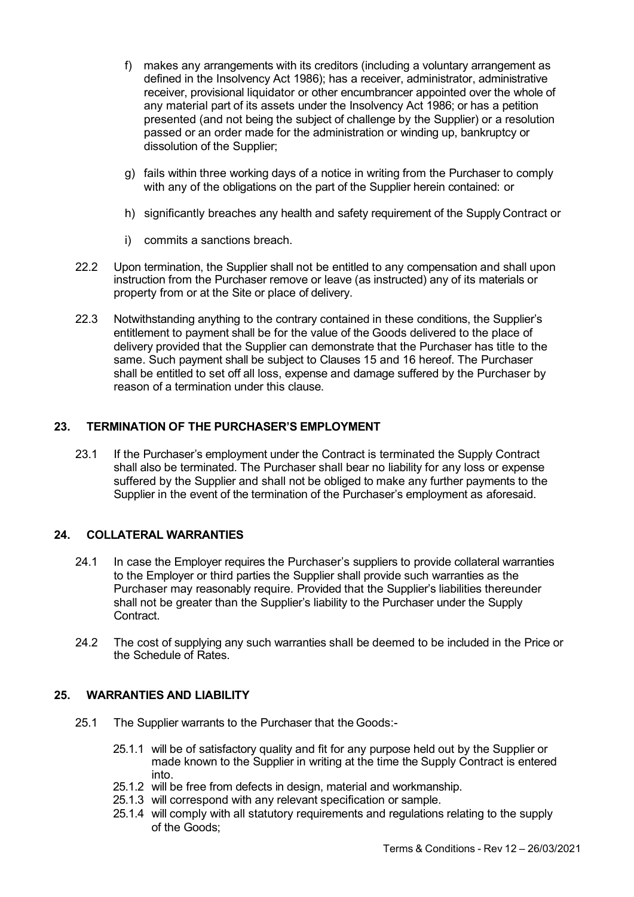f) makes any arrangements with its creditors (including a voluntary arrangement as defined in the Insolvency Act 1986); has a receiver, administrator, administrative receiver, provisional liquidator or other encumbrancer appointed over the whole of any material part of its assets under the Insolvency Act 1986; or has a petition presented (and not being the subject of challenge by the Supplier) or a resolution passed or an order made for the administration or winding up, bankruptcy or dissolution of the Supplier;

g) fails within three working days of a notice in writing from the Purchaser to comply with any of the obligations on the part of the Supplier herein contained: or

h) significantly breaches any health and safety requirement of the Supply Contract or

i) commits a sanctions breach.

22.2 Upon termination, the Supplier shall not be entitled to any compensation and shall upon instruction from the Purchaser remove or leave (as instructed) any of its materials or property from or at the Site or place of delivery.

22.3 Notwithstanding anything to the contrary contained in these conditions, the Supplier's entitlement to payment shall be for the value of the Goods delivered to the place of delivery provided that the Supplier can demonstrate that the Purchaser has title to the same. Such payment shall be subject to Clauses 15 and 16 hereof. The Purchaser shall be entitled to set off all loss, expense and damage suffered by the Purchaser by reason of a termination under this clause.

## 23. TERMINATION OF THE PURCHASER'S EMPLOYMENT

23.1 If the Purchaser's employment under the Contract is terminated the Supply Contract shall also be terminated. The Purchaser shall bear no liability for any loss or expense suffered by the Supplier and shall not be obliged to make any further payments to the Supplier in the event of the termination of the Purchaser's employment as aforesaid.

## 24. COLLATERAL WARRANTIES

24.1 In case the Employer requires the Purchaser's suppliers to provide collateral warranties to the Employer or third parties the Supplier shall provide such warranties as the Purchaser may reasonably require. Provided that the Supplier's liabilities thereunder shall not be greater than the Supplier's liability to the Purchaser under the Supply Contract.

24.2 The cost of supplying any such warranties shall be deemed to be included in the Price or the Schedule of Rates.

## 25. WARRANTIES AND LIABILITY

25.1 The Supplier warrants to the Purchaser that the Goods:-

25.1.1 will be of satisfactory quality and fit for any purpose held out by the Supplier or made known to the Supplier in writing at the time the Supply Contract is entered into.

25.1.2 will be free from defects in design, material and workmanship.

25.1.3 will correspond with any relevant specification or sample.

25.1.4 will comply with all statutory requirements and regulations relating to the supply of the Goods;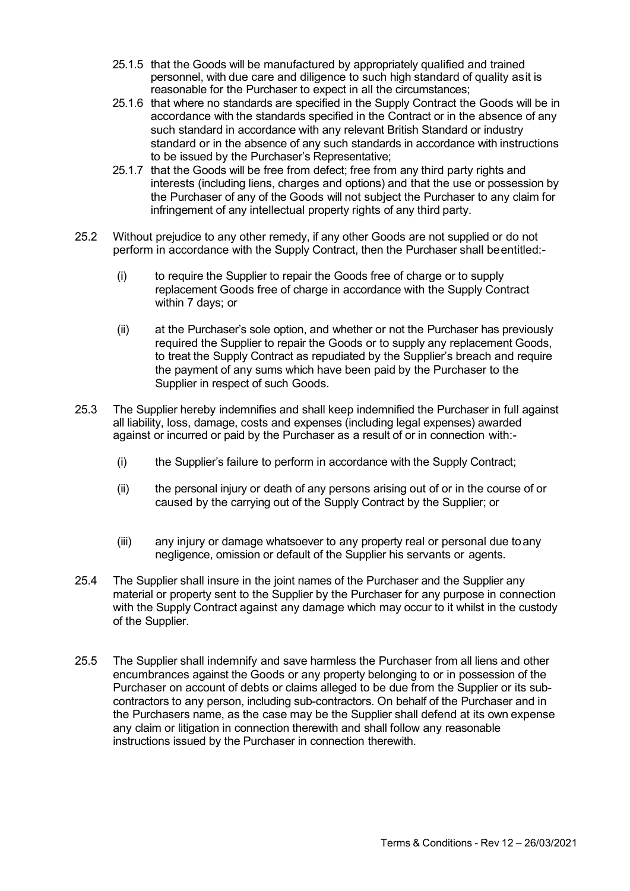25.1.5 that the Goods will be manufactured by appropriately qualified and trained personnel, with due care and diligence to such high standard of quality as it is reasonable for the Purchaser to expect in all the circumstances;

25.1.6 that where no standards are specified in the Supply Contract the Goods will be in accordance with the standards specified in the Contract or in the absence of any such standard in accordance with any relevant British Standard or industry standard or in the absence of any such standards in accordance with instructions to be issued by the Purchaser's Representative;

25.1.7 that the Goods will be free from defect; free from any third party rights and interests (including liens, charges and options) and that the use or possession by the Purchaser of any of the Goods will not subject the Purchaser to any claim for infringement of any intellectual property rights of any third party.

25.2 Without prejudice to any other remedy, if any other Goods are not supplied or do not perform in accordance with the Supply Contract, then the Purchaser shall be entitled:-

(i) to require the Supplier to repair the Goods free of charge or to supply replacement Goods free of charge in accordance with the Supply Contract within 7 days; or

(ii) at the Purchaser's sole option, and whether or not the Purchaser has previously required the Supplier to repair the Goods or to supply any replacement Goods, to treat the Supply Contract as repudiated by the Supplier's breach and require the payment of any sums which have been paid by the Purchaser to the Supplier in respect of such Goods.

25.3 The Supplier hereby indemnifies and shall keep indemnified the Purchaser in full against all liability, loss, damage, costs and expenses (including legal expenses) awarded against or incurred or paid by the Purchaser as a result of or in connection with:-

(i) the Supplier's failure to perform in accordance with the Supply Contract;

(ii) the personal injury or death of any persons arising out of or in the course of or caused by the carrying out of the Supply Contract by the Supplier; or

(iii) any injury or damage whatsoever to any property real or personal due to any negligence, omission or default of the Supplier his servants or agents.

25.4 The Supplier shall insure in the joint names of the Purchaser and the Supplier any material or property sent to the Supplier by the Purchaser for any purpose in connection with the Supply Contract against any damage which may occur to it whilst in the custody of the Supplier.

25.5 The Supplier shall indemnify and save harmless the Purchaser from all liens and other encumbrances against the Goods or any property belonging to or in possession of the Purchaser on account of debts or claims alleged to be due from the Supplier or its sub-contractors to any person, including sub-contractors. On behalf of the Purchaser and in the Purchasers name, as the case may be the Supplier shall defend at its own expense any claim or litigation in connection therewith and shall follow any reasonable instructions issued by the Purchaser in connection therewith.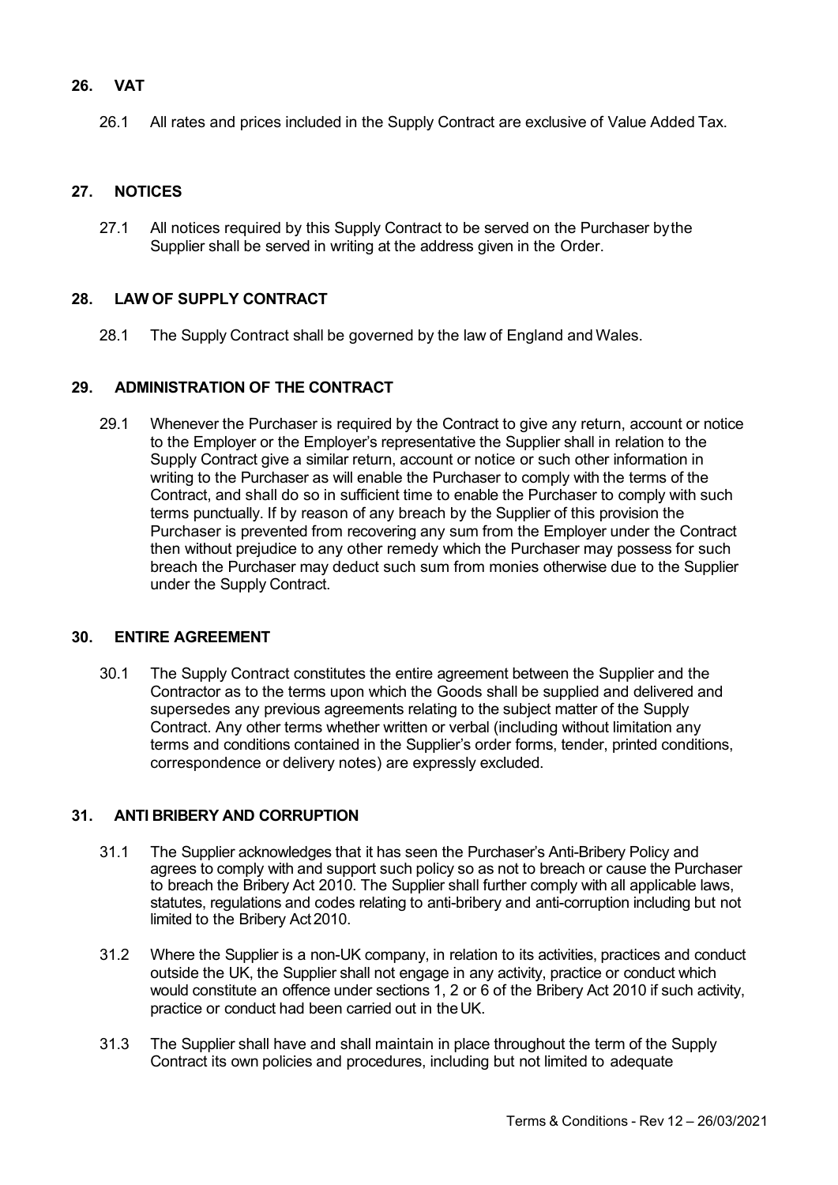## 26. VAT

26.1 All rates and prices included in the Supply Contract are exclusive of Value Added Tax.

## 27. NOTICES

27.1 All notices required by this Supply Contract to be served on the Purchaser by the Supplier shall be served in writing at the address given in the Order.

## 28. LAW OF SUPPLY CONTRACT

28.1 The Supply Contract shall be governed by the law of England and Wales.

## 29. ADMINISTRATION OF THE CONTRACT

29.1 Whenever the Purchaser is required by the Contract to give any return, account or notice to the Employer or the Employer's representative the Supplier shall in relation to the Supply Contract give a similar return, account or notice or such other information in writing to the Purchaser as will enable the Purchaser to comply with the terms of the Contract, and shall do so in sufficient time to enable the Purchaser to comply with such terms punctually. If by reason of any breach by the Supplier of this provision the Purchaser is prevented from recovering any sum from the Employer under the Contract then without prejudice to any other remedy which the Purchaser may possess for such breach the Purchaser may deduct such sum from monies otherwise due to the Supplier under the Supply Contract.

## 30. ENTIRE AGREEMENT

30.1 The Supply Contract constitutes the entire agreement between the Supplier and the Contractor as to the terms upon which the Goods shall be supplied and delivered and supersedes any previous agreements relating to the subject matter of the Supply Contract. Any other terms whether written or verbal (including without limitation any terms and conditions contained in the Supplier's order forms, tender, printed conditions, correspondence or delivery notes) are expressly excluded.

## 31. ANTI BRIBERY AND CORRUPTION

31.1 The Supplier acknowledges that it has seen the Purchaser's Anti-Bribery Policy and agrees to comply with and support such policy so as not to breach or cause the Purchaser to breach the Bribery Act 2010. The Supplier shall further comply with all applicable laws, statutes, regulations and codes relating to anti-bribery and anti-corruption including but not limited to the Bribery Act 2010.

31.2 Where the Supplier is a non-UK company, in relation to its activities, practices and conduct outside the UK, the Supplier shall not engage in any activity, practice or conduct which would constitute an offence under sections 1, 2 or 6 of the Bribery Act 2010 if such activity, practice or conduct had been carried out in the UK.

31.3 The Supplier shall have and shall maintain in place throughout the term of the Supply Contract its own policies and procedures, including but not limited to adequate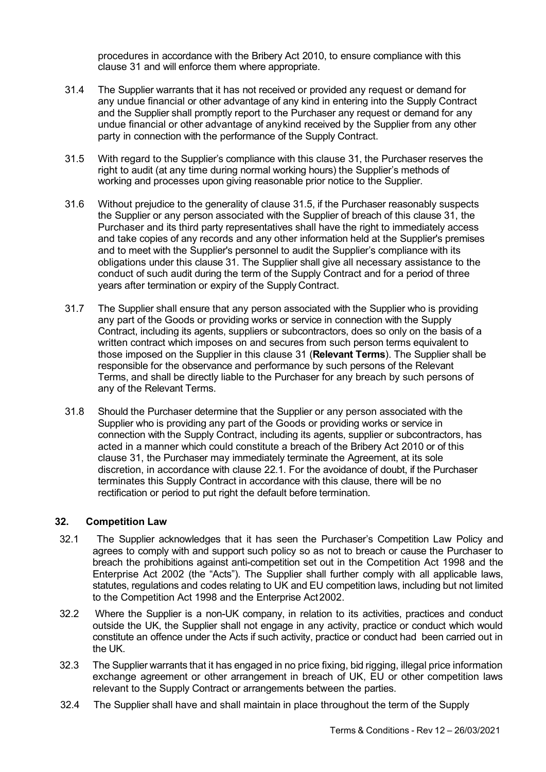procedures in accordance with the Bribery Act 2010, to ensure compliance with this clause 31 and will enforce them where appropriate.

31.4 The Supplier warrants that it has not received or provided any request or demand for any undue financial or other advantage of any kind in entering into the Supply Contract and the Supplier shall promptly report to the Purchaser any request or demand for any undue financial or other advantage of anykind received by the Supplier from any other party in connection with the performance of the Supply Contract.

31.5 With regard to the Supplier's compliance with this clause 31, the Purchaser reserves the right to audit (at any time during normal working hours) the Supplier's methods of working and processes upon giving reasonable prior notice to the Supplier.

31.6 Without prejudice to the generality of clause 31.5, if the Purchaser reasonably suspects the Supplier or any person associated with the Supplier of breach of this clause 31, the Purchaser and its third party representatives shall have the right to immediately access and take copies of any records and any other information held at the Supplier's premises and to meet with the Supplier's personnel to audit the Supplier's compliance with its obligations under this clause 31. The Supplier shall give all necessary assistance to the conduct of such audit during the term of the Supply Contract and for a period of three years after termination or expiry of the Supply Contract.

31.7 The Supplier shall ensure that any person associated with the Supplier who is providing any part of the Goods or providing works or service in connection with the Supply Contract, including its agents, suppliers or subcontractors, does so only on the basis of a written contract which imposes on and secures from such person terms equivalent to those imposed on the Supplier in this clause 31 (**Relevant Terms**). The Supplier shall be responsible for the observance and performance by such persons of the Relevant Terms, and shall be directly liable to the Purchaser for any breach by such persons of any of the Relevant Terms.

31.8 Should the Purchaser determine that the Supplier or any person associated with the Supplier who is providing any part of the Goods or providing works or service in connection with the Supply Contract, including its agents, supplier or subcontractors, has acted in a manner which could constitute a breach of the Bribery Act 2010 or of this clause 31, the Purchaser may immediately terminate the Agreement, at its sole discretion, in accordance with clause 22.1. For the avoidance of doubt, if the Purchaser terminates this Supply Contract in accordance with this clause, there will be no rectification or period to put right the default before termination.

## 32. Competition Law

32.1 The Supplier acknowledges that it has seen the Purchaser's Competition Law Policy and agrees to comply with and support such policy so as not to breach or cause the Purchaser to breach the prohibitions against anti-competition set out in the Competition Act 1998 and the Enterprise Act 2002 (the "Acts"). The Supplier shall further comply with all applicable laws, statutes, regulations and codes relating to UK and EU competition laws, including but not limited to the Competition Act 1998 and the Enterprise Act 2002.

32.2 Where the Supplier is a non-UK company, in relation to its activities, practices and conduct outside the UK, the Supplier shall not engage in any activity, practice or conduct which would constitute an offence under the Acts if such activity, practice or conduct had been carried out in the UK.

32.3 The Supplier warrants that it has engaged in no price fixing, bid rigging, illegal price information exchange agreement or other arrangement in breach of UK, EU or other competition laws relevant to the Supply Contract or arrangements between the parties.

32.4 The Supplier shall have and shall maintain in place throughout the term of the Supply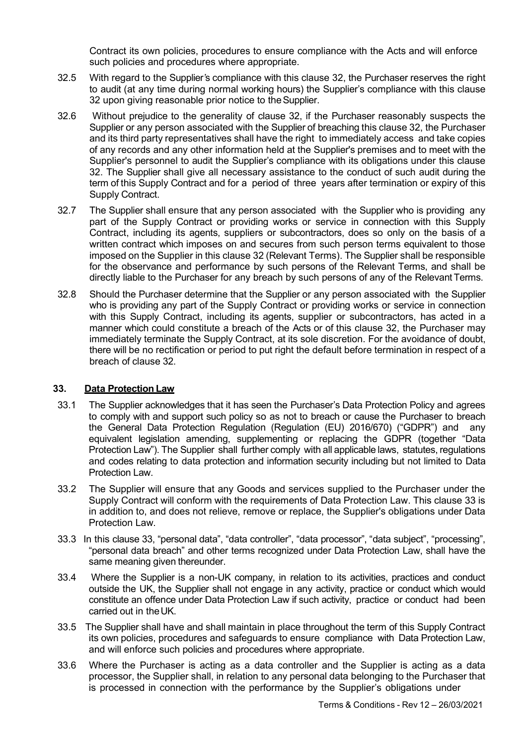Contract its own policies, procedures to ensure compliance with the Acts and will enforce such policies and procedures where appropriate.

32.5 With regard to the Supplier's compliance with this clause 32, the Purchaser reserves the right to audit (at any time during normal working hours) the Supplier's compliance with this clause 32 upon giving reasonable prior notice to the Supplier.

32.6 Without prejudice to the generality of clause 32, if the Purchaser reasonably suspects the Supplier or any person associated with the Supplier of breaching this clause 32, the Purchaser and its third party representatives shall have the right to immediately access and take copies of any records and any other information held at the Supplier's premises and to meet with the Supplier's personnel to audit the Supplier's compliance with its obligations under this clause 32. The Supplier shall give all necessary assistance to the conduct of such audit during the term of this Supply Contract and for a period of three years after termination or expiry of this Supply Contract.

32.7 The Supplier shall ensure that any person associated with the Supplier who is providing any part of the Supply Contract or providing works or service in connection with this Supply Contract, including its agents, suppliers or subcontractors, does so only on the basis of a written contract which imposes on and secures from such person terms equivalent to those imposed on the Supplier in this clause 32 (Relevant Terms). The Supplier shall be responsible for the observance and performance by such persons of the Relevant Terms, and shall be directly liable to the Purchaser for any breach by such persons of any of the Relevant Terms.

32.8 Should the Purchaser determine that the Supplier or any person associated with the Supplier who is providing any part of the Supply Contract or providing works or service in connection with this Supply Contract, including its agents, supplier or subcontractors, has acted in a manner which could constitute a breach of the Acts or of this clause 32, the Purchaser may immediately terminate the Supply Contract, at its sole discretion. For the avoidance of doubt, there will be no rectification or period to put right the default before termination in respect of a breach of clause 32.

## 33. Data Protection Law

33.1 The Supplier acknowledges that it has seen the Purchaser's Data Protection Policy and agrees to comply with and support such policy so as not to breach or cause the Purchaser to breach the General Data Protection Regulation (Regulation (EU) 2016/670) ("GDPR") and any equivalent legislation amending, supplementing or replacing the GDPR (together "Data Protection Law"). The Supplier shall further comply with all applicable laws, statutes, regulations and codes relating to data protection and information security including but not limited to Data Protection Law.

33.2 The Supplier will ensure that any Goods and services supplied to the Purchaser under the Supply Contract will conform with the requirements of Data Protection Law. This clause 33 is in addition to, and does not relieve, remove or replace, the Supplier's obligations under Data Protection Law.

33.3 In this clause 33, "personal data", "data controller", "data processor", "data subject", "processing", "personal data breach" and other terms recognized under Data Protection Law, shall have the same meaning given thereunder.

33.4 Where the Supplier is a non-UK company, in relation to its activities, practices and conduct outside the UK, the Supplier shall not engage in any activity, practice or conduct which would constitute an offence under Data Protection Law if such activity, practice or conduct had been carried out in the UK.

33.5 The Supplier shall have and shall maintain in place throughout the term of this Supply Contract its own policies, procedures and safeguards to ensure compliance with Data Protection Law, and will enforce such policies and procedures where appropriate.

33.6 Where the Purchaser is acting as a data controller and the Supplier is acting as a data processor, the Supplier shall, in relation to any personal data belonging to the Purchaser that is processed in connection with the performance by the Supplier's obligations under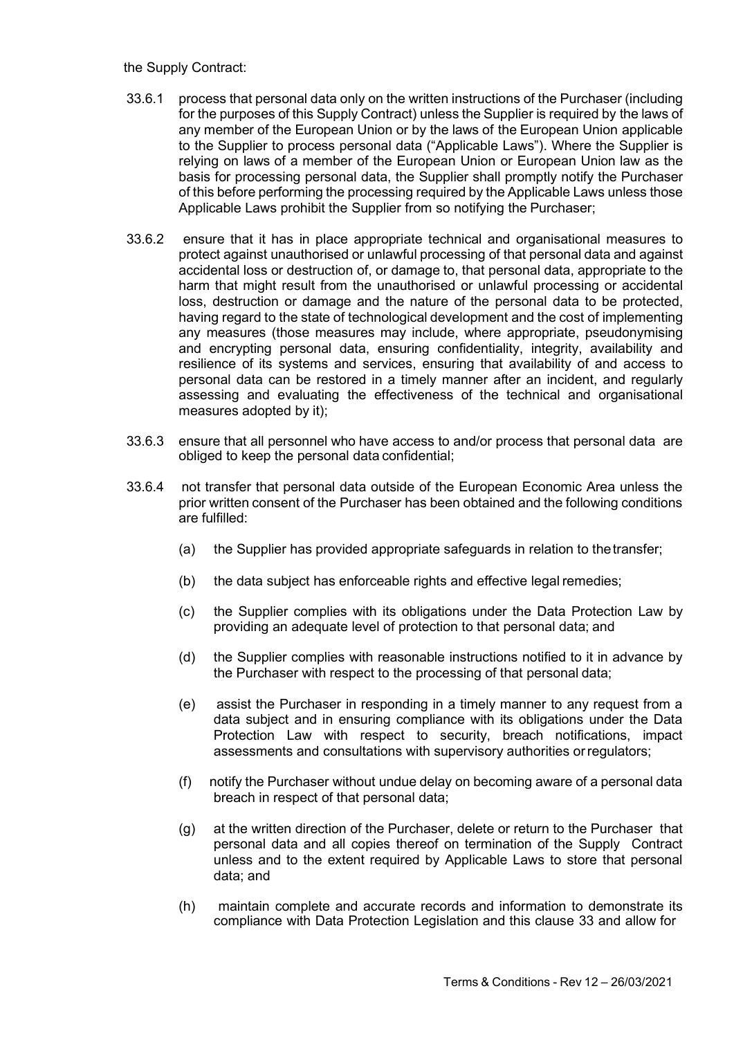the Supply Contract:

33.6.1 process that personal data only on the written instructions of the Purchaser (including for the purposes of this Supply Contract) unless the Supplier is required by the laws of any member of the European Union or by the laws of the European Union applicable to the Supplier to process personal data ("Applicable Laws"). Where the Supplier is relying on laws of a member of the European Union or European Union law as the basis for processing personal data, the Supplier shall promptly notify the Purchaser of this before performing the processing required by the Applicable Laws unless those Applicable Laws prohibit the Supplier from so notifying the Purchaser;

33.6.2 ensure that it has in place appropriate technical and organisational measures to protect against unauthorised or unlawful processing of that personal data and against accidental loss or destruction of, or damage to, that personal data, appropriate to the harm that might result from the unauthorised or unlawful processing or accidental loss, destruction or damage and the nature of the personal data to be protected, having regard to the state of technological development and the cost of implementing any measures (those measures may include, where appropriate, pseudonymising and encrypting personal data, ensuring confidentiality, integrity, availability and resilience of its systems and services, ensuring that availability of and access to personal data can be restored in a timely manner after an incident, and regularly assessing and evaluating the effectiveness of the technical and organisational measures adopted by it);

33.6.3 ensure that all personnel who have access to and/or process that personal data are obliged to keep the personal data confidential;

33.6.4 not transfer that personal data outside of the European Economic Area unless the prior written consent of the Purchaser has been obtained and the following conditions are fulfilled:

(a) the Supplier has provided appropriate safeguards in relation to the transfer;

(b) the data subject has enforceable rights and effective legal remedies;

(c) the Supplier complies with its obligations under the Data Protection Law by providing an adequate level of protection to that personal data; and

(d) the Supplier complies with reasonable instructions notified to it in advance by the Purchaser with respect to the processing of that personal data;

(e) assist the Purchaser in responding in a timely manner to any request from a data subject and in ensuring compliance with its obligations under the Data Protection Law with respect to security, breach notifications, impact assessments and consultations with supervisory authorities or regulators;

(f) notify the Purchaser without undue delay on becoming aware of a personal data breach in respect of that personal data;

(g) at the written direction of the Purchaser, delete or return to the Purchaser that personal data and all copies thereof on termination of the Supply Contract unless and to the extent required by Applicable Laws to store that personal data; and

(h) maintain complete and accurate records and information to demonstrate its compliance with Data Protection Legislation and this clause 33 and allow for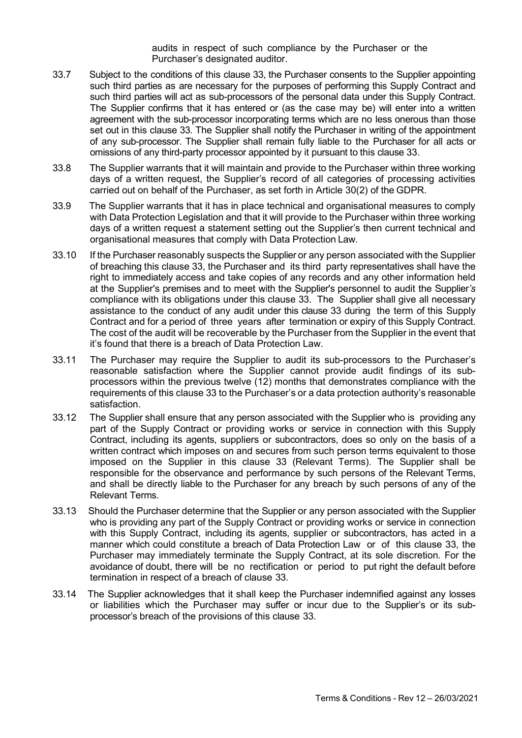audits in respect of such compliance by the Purchaser or the Purchaser's designated auditor.

33.7 Subject to the conditions of this clause 33, the Purchaser consents to the Supplier appointing such third parties as are necessary for the purposes of performing this Supply Contract and such third parties will act as sub-processors of the personal data under this Supply Contract. The Supplier confirms that it has entered or (as the case may be) will enter into a written agreement with the sub-processor incorporating terms which are no less onerous than those set out in this clause 33. The Supplier shall notify the Purchaser in writing of the appointment of any sub-processor. The Supplier shall remain fully liable to the Purchaser for all acts or omissions of any third-party processor appointed by it pursuant to this clause 33.

33.8 The Supplier warrants that it will maintain and provide to the Purchaser within three working days of a written request, the Supplier's record of all categories of processing activities carried out on behalf of the Purchaser, as set forth in Article 30(2) of the GDPR.

33.9 The Supplier warrants that it has in place technical and organisational measures to comply with Data Protection Legislation and that it will provide to the Purchaser within three working days of a written request a statement setting out the Supplier's then current technical and organisational measures that comply with Data Protection Law.

33.10 If the Purchaser reasonably suspects the Supplier or any person associated with the Supplier of breaching this clause 33, the Purchaser and its third party representatives shall have the right to immediately access and take copies of any records and any other information held at the Supplier's premises and to meet with the Supplier's personnel to audit the Supplier's compliance with its obligations under this clause 33. The Supplier shall give all necessary assistance to the conduct of any audit under this clause 33 during the term of this Supply Contract and for a period of three years after termination or expiry of this Supply Contract. The cost of the audit will be recoverable by the Purchaser from the Supplier in the event that it's found that there is a breach of Data Protection Law.

33.11 The Purchaser may require the Supplier to audit its sub-processors to the Purchaser's reasonable satisfaction where the Supplier cannot provide audit findings of its sub-processors within the previous twelve (12) months that demonstrates compliance with the requirements of this clause 33 to the Purchaser's or a data protection authority's reasonable satisfaction.

33.12 The Supplier shall ensure that any person associated with the Supplier who is providing any part of the Supply Contract or providing works or service in connection with this Supply Contract, including its agents, suppliers or subcontractors, does so only on the basis of a written contract which imposes on and secures from such person terms equivalent to those imposed on the Supplier in this clause 33 (Relevant Terms). The Supplier shall be responsible for the observance and performance by such persons of the Relevant Terms, and shall be directly liable to the Purchaser for any breach by such persons of any of the Relevant Terms.

33.13 Should the Purchaser determine that the Supplier or any person associated with the Supplier who is providing any part of the Supply Contract or providing works or service in connection with this Supply Contract, including its agents, supplier or subcontractors, has acted in a manner which could constitute a breach of Data Protection Law or of this clause 33, the Purchaser may immediately terminate the Supply Contract, at its sole discretion. For the avoidance of doubt, there will be no rectification or period to put right the default before termination in respect of a breach of clause 33.

33.14 The Supplier acknowledges that it shall keep the Purchaser indemnified against any losses or liabilities which the Purchaser may suffer or incur due to the Supplier's or its sub-processor's breach of the provisions of this clause 33.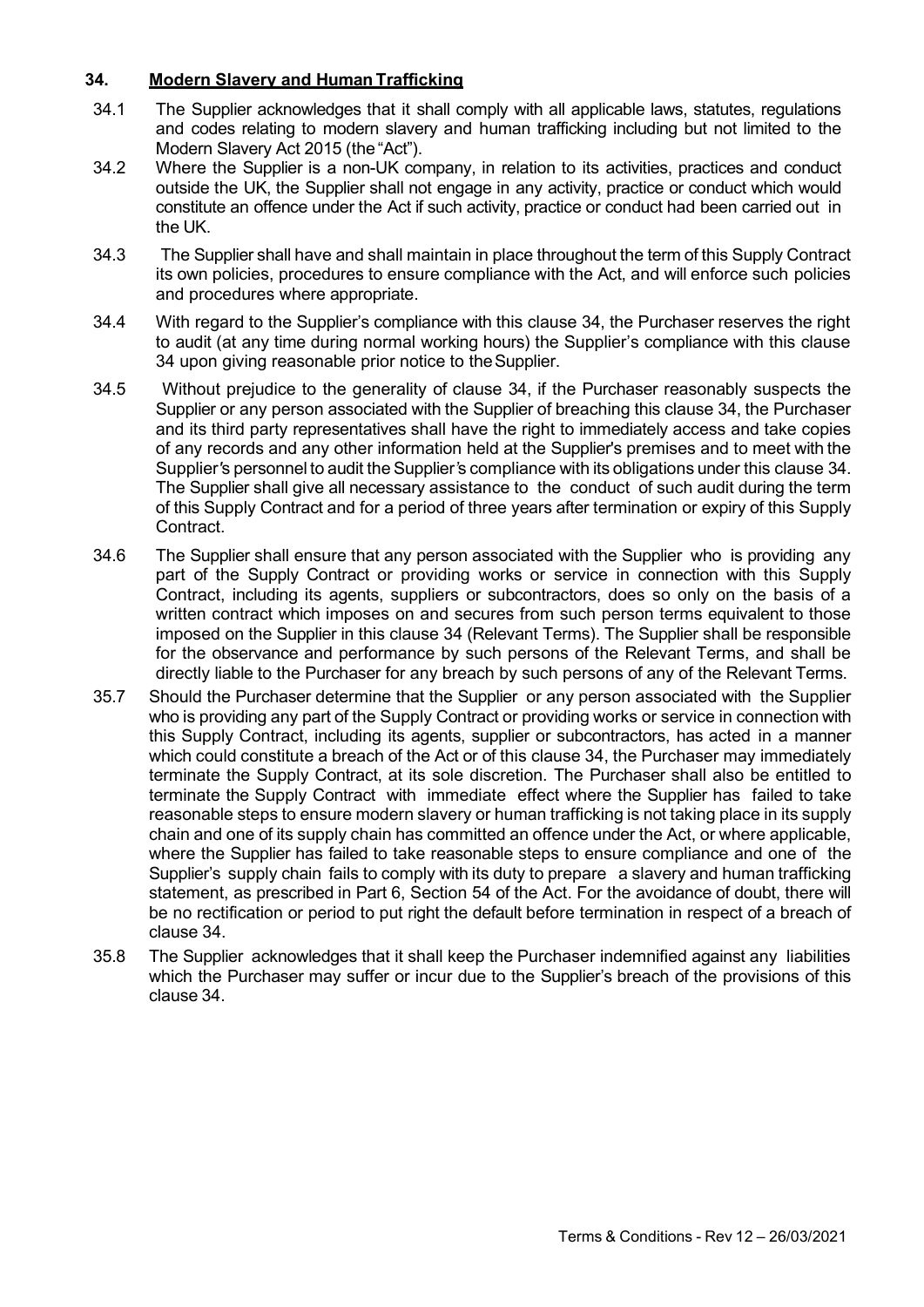## 34. Modern Slavery and Human Trafficking

34.1 The Supplier acknowledges that it shall comply with all applicable laws, statutes, regulations and codes relating to modern slavery and human trafficking including but not limited to the Modern Slavery Act 2015 (the "Act").

34.2 Where the Supplier is a non-UK company, in relation to its activities, practices and conduct outside the UK, the Supplier shall not engage in any activity, practice or conduct which would constitute an offence under the Act if such activity, practice or conduct had been carried out in the UK.

34.3 The Supplier shall have and shall maintain in place throughout the term of this Supply Contract its own policies, procedures to ensure compliance with the Act, and will enforce such policies and procedures where appropriate.

34.4 With regard to the Supplier's compliance with this clause 34, the Purchaser reserves the right to audit (at any time during normal working hours) the Supplier's compliance with this clause 34 upon giving reasonable prior notice to the Supplier.

34.5 Without prejudice to the generality of clause 34, if the Purchaser reasonably suspects the Supplier or any person associated with the Supplier of breaching this clause 34, the Purchaser and its third party representatives shall have the right to immediately access and take copies of any records and any other information held at the Supplier's premises and to meet with the Supplier's personnel to audit the Supplier's compliance with its obligations under this clause 34. The Supplier shall give all necessary assistance to the conduct of such audit during the term of this Supply Contract and for a period of three years after termination or expiry of this Supply Contract.

34.6 The Supplier shall ensure that any person associated with the Supplier who is providing any part of the Supply Contract or providing works or service in connection with this Supply Contract, including its agents, suppliers or subcontractors, does so only on the basis of a written contract which imposes on and secures from such person terms equivalent to those imposed on the Supplier in this clause 34 (Relevant Terms). The Supplier shall be responsible for the observance and performance by such persons of the Relevant Terms, and shall be directly liable to the Purchaser for any breach by such persons of any of the Relevant Terms.

35.7 Should the Purchaser determine that the Supplier or any person associated with the Supplier who is providing any part of the Supply Contract or providing works or service in connection with this Supply Contract, including its agents, supplier or subcontractors, has acted in a manner which could constitute a breach of the Act or of this clause 34, the Purchaser may immediately terminate the Supply Contract, at its sole discretion. The Purchaser shall also be entitled to terminate the Supply Contract with immediate effect where the Supplier has failed to take reasonable steps to ensure modern slavery or human trafficking is not taking place in its supply chain and one of its supply chain has committed an offence under the Act, or where applicable, where the Supplier has failed to take reasonable steps to ensure compliance and one of the Supplier's supply chain fails to comply with its duty to prepare a slavery and human trafficking statement, as prescribed in Part 6, Section 54 of the Act. For the avoidance of doubt, there will be no rectification or period to put right the default before termination in respect of a breach of clause 34.

35.8 The Supplier acknowledges that it shall keep the Purchaser indemnified against any liabilities which the Purchaser may suffer or incur due to the Supplier's breach of the provisions of this clause 34.